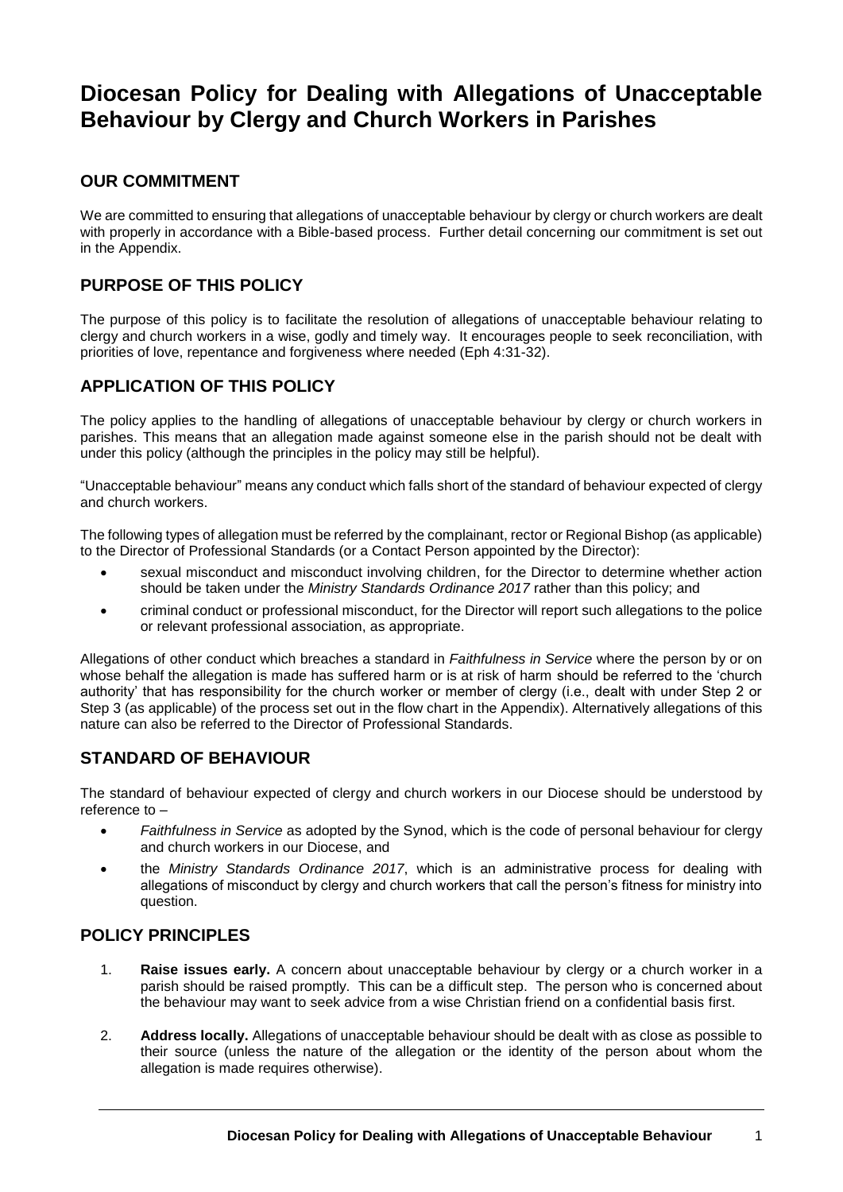# Diocesan Policy for Dealing with Allegations of Unacceptable Behaviour by Clergy and Church Workers in Parishes

## OUR COMMITMENT

We are committed to ensuring that allegations of unacceptable behaviour by clergy or church workers are dealt with properly in accordance with a Bible-based process. Further detail concerning our commitment is set out in the Appendix.

## PURPOSE OF THIS POLICY

The purpose of this policy is to facilitate the resolution of allegations of unacceptable behaviour relating to clergy and church workers in a wise, godly and timely way. It encourages people to seek reconciliation, with priorities of love, repentance and forgiveness where needed (Eph 4:31-32).

## APPLICATION OF THIS POLICY

The policy applies to the handling of allegations of unacceptable behaviour by clergy or church workers in parishes. This means that an allegation made against someone else in the parish should not be dealt with under this policy (although the principles in the policy may still be helpful).

"Unacceptable behaviour" means any conduct which falls short of the standard of behaviour expected of clergy and church workers.

The following types of allegation must be referred by the complainant, rector or Regional Bishop (as applicable) to the Director of Professional Standards (or a Contact Person appointed by the Director):

- sexual misconduct and misconduct involving children, for the Director to determine whether action should be taken under the *Ministry Standards Ordinance 2017* rather than this policy; and
- criminal conduct or professional misconduct, for the Director will report such allegations to the police or relevant professional association, as appropriate.

Allegations of other conduct which breaches a standard in *Faithfulness in Service* where the person by or on whose behalf the allegation is made has suffered harm or is at risk of harm should be referred to the 'church authority' that has responsibility for the church worker or member of clergy (i.e., dealt with under Step 2 or Step 3 (as applicable) of the process set out in the flow chart in the Appendix). Alternatively allegations of this nature can also be referred to the Director of Professional Standards.

## STANDARD OF BEHAVIOUR

The standard of behaviour expected of clergy and church workers in our Diocese should be understood by reference to –

- *Faithfulness in Service* as adopted by the Synod, which is the code of personal behaviour for clergy and church workers in our Diocese, and
- the *Ministry Standards Ordinance 2017*, which is an administrative process for dealing with allegations of misconduct by clergy and church workers that call the person's fitness for ministry into question.

## POLICY PRINCIPLES

1. **Raise issues early.** A concern about unacceptable behaviour by clergy or a church worker in a parish should be raised promptly. This can be a difficult step. The person who is concerned about the behaviour may want to seek advice from a wise Christian friend on a confidential basis first.

2. **Address locally.** Allegations of unacceptable behaviour should be dealt with as close as possible to their source (unless the nature of the allegation or the identity of the person about whom the allegation is made requires otherwise).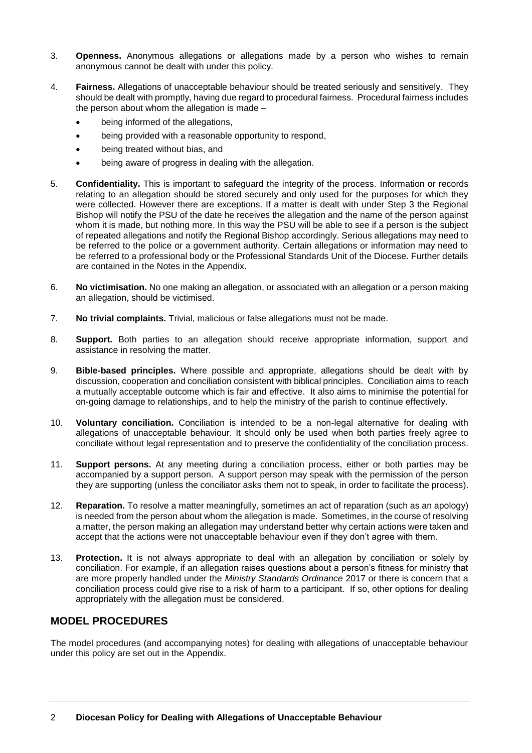3. **Openness.** Anonymous allegations or allegations made by a person who wishes to remain anonymous cannot be dealt with under this policy.

4. **Fairness.** Allegations of unacceptable behaviour should be treated seriously and sensitively. They should be dealt with promptly, having due regard to procedural fairness. Procedural fairness includes the person about whom the allegation is made –
   - being informed of the allegations,
   - being provided with a reasonable opportunity to respond,
   - being treated without bias, and
   - being aware of progress in dealing with the allegation.

5. **Confidentiality.** This is important to safeguard the integrity of the process. Information or records relating to an allegation should be stored securely and only used for the purposes for which they were collected. However there are exceptions. If a matter is dealt with under Step 3 the Regional Bishop will notify the PSU of the date he receives the allegation and the name of the person against whom it is made, but nothing more. In this way the PSU will be able to see if a person is the subject of repeated allegations and notify the Regional Bishop accordingly. Serious allegations may need to be referred to the police or a government authority. Certain allegations or information may need to be referred to a professional body or the Professional Standards Unit of the Diocese. Further details are contained in the Notes in the Appendix.

6. **No victimisation.** No one making an allegation, or associated with an allegation or a person making an allegation, should be victimised.

7. **No trivial complaints.** Trivial, malicious or false allegations must not be made.

8. **Support.** Both parties to an allegation should receive appropriate information, support and assistance in resolving the matter.

9. **Bible-based principles.** Where possible and appropriate, allegations should be dealt with by discussion, cooperation and conciliation consistent with biblical principles. Conciliation aims to reach a mutually acceptable outcome which is fair and effective. It also aims to minimise the potential for on-going damage to relationships, and to help the ministry of the parish to continue effectively.

10. **Voluntary conciliation.** Conciliation is intended to be a non-legal alternative for dealing with allegations of unacceptable behaviour. It should only be used when both parties freely agree to conciliate without legal representation and to preserve the confidentiality of the conciliation process.

11. **Support persons.** At any meeting during a conciliation process, either or both parties may be accompanied by a support person. A support person may speak with the permission of the person they are supporting (unless the conciliator asks them not to speak, in order to facilitate the process).

12. **Reparation.** To resolve a matter meaningfully, sometimes an act of reparation (such as an apology) is needed from the person about whom the allegation is made. Sometimes, in the course of resolving a matter, the person making an allegation may understand better why certain actions were taken and accept that the actions were not unacceptable behaviour even if they don't agree with them.

13. **Protection.** It is not always appropriate to deal with an allegation by conciliation or solely by conciliation. For example, if an allegation raises questions about a person's fitness for ministry that are more properly handled under the *Ministry Standards Ordinance* 2017 or there is concern that a conciliation process could give rise to a risk of harm to a participant. If so, other options for dealing appropriately with the allegation must be considered.

## MODEL PROCEDURES

The model procedures (and accompanying notes) for dealing with allegations of unacceptable behaviour under this policy are set out in the Appendix.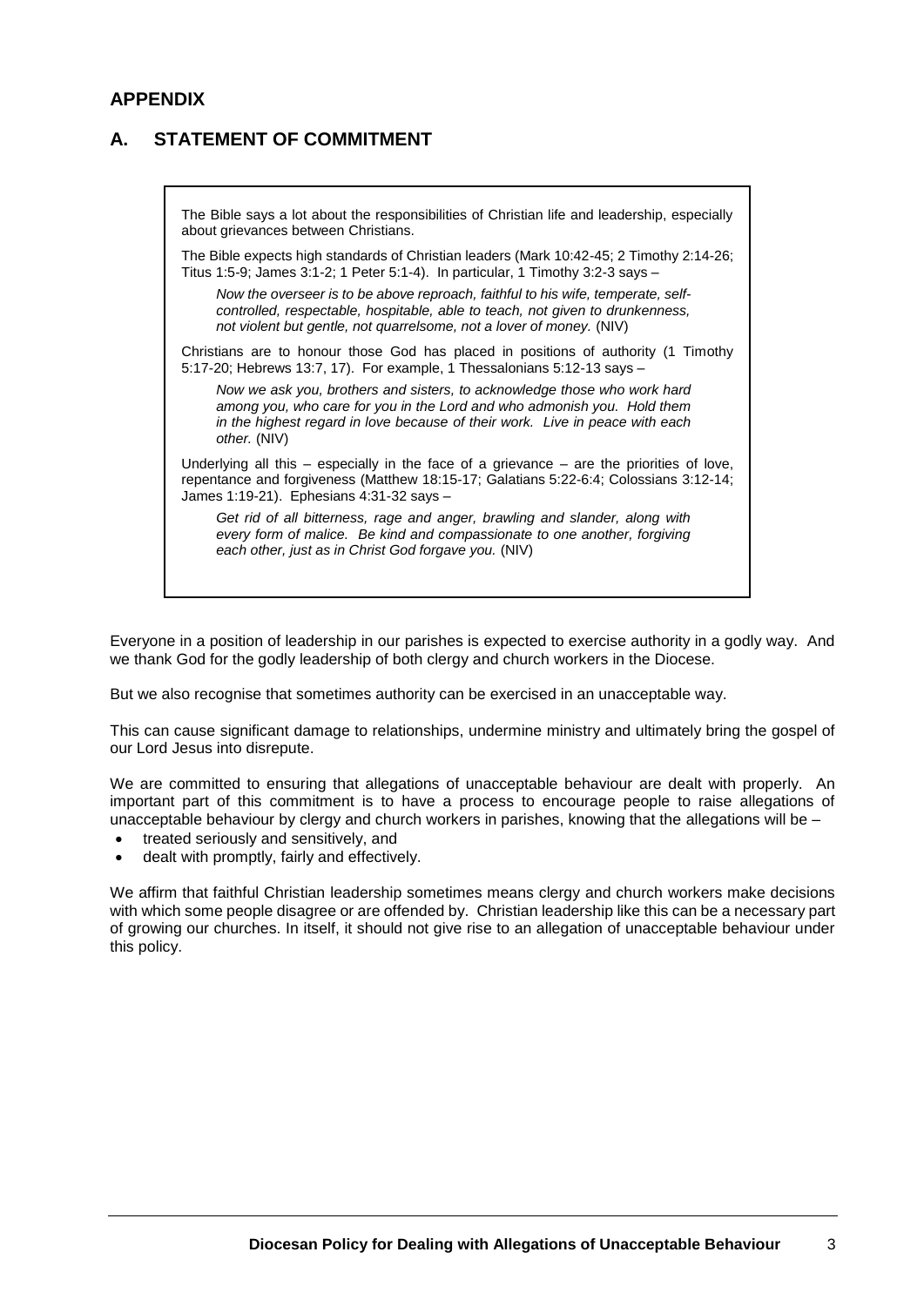## APPENDIX

## A. STATEMENT OF COMMITMENT

The Bible says a lot about the responsibilities of Christian life and leadership, especially about grievances between Christians.

The Bible expects high standards of Christian leaders (Mark 10:42-45; 2 Timothy 2:14-26; Titus 1:5-9; James 3:1-2; 1 Peter 5:1-4). In particular, 1 Timothy 3:2-3 says –

> *Now the overseer is to be above reproach, faithful to his wife, temperate, self-controlled, respectable, hospitable, able to teach, not given to drunkenness, not violent but gentle, not quarrelsome, not a lover of money.* (NIV)

Christians are to honour those God has placed in positions of authority (1 Timothy 5:17-20; Hebrews 13:7, 17). For example, 1 Thessalonians 5:12-13 says –

> *Now we ask you, brothers and sisters, to acknowledge those who work hard among you, who care for you in the Lord and who admonish you. Hold them in the highest regard in love because of their work. Live in peace with each other.* (NIV)

Underlying all this – especially in the face of a grievance – are the priorities of love, repentance and forgiveness (Matthew 18:15-17; Galatians 5:22-6:4; Colossians 3:12-14; James 1:19-21). Ephesians 4:31-32 says –

> *Get rid of all bitterness, rage and anger, brawling and slander, along with every form of malice. Be kind and compassionate to one another, forgiving each other, just as in Christ God forgave you.* (NIV)

Everyone in a position of leadership in our parishes is expected to exercise authority in a godly way. And we thank God for the godly leadership of both clergy and church workers in the Diocese.

But we also recognise that sometimes authority can be exercised in an unacceptable way.

This can cause significant damage to relationships, undermine ministry and ultimately bring the gospel of our Lord Jesus into disrepute.

We are committed to ensuring that allegations of unacceptable behaviour are dealt with properly. An important part of this commitment is to have a process to encourage people to raise allegations of unacceptable behaviour by clergy and church workers in parishes, knowing that the allegations will be –

- treated seriously and sensitively, and
- dealt with promptly, fairly and effectively.

We affirm that faithful Christian leadership sometimes means clergy and church workers make decisions with which some people disagree or are offended by. Christian leadership like this can be a necessary part of growing our churches. In itself, it should not give rise to an allegation of unacceptable behaviour under this policy.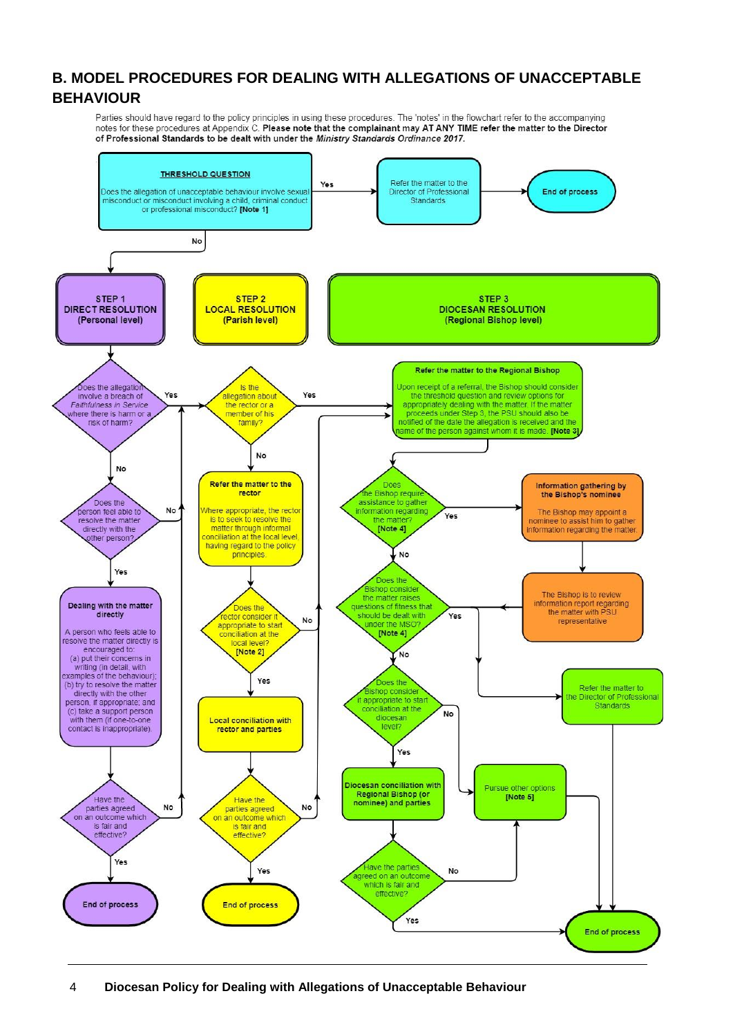## B. MODEL PROCEDURES FOR DEALING WITH ALLEGATIONS OF UNACCEPTABLE BEHAVIOUR

Parties should have regard to the policy principles in using these procedures. The 'notes' in the flowchart refer to the accompanying notes for these procedures at Appendix C. **Please note that the complainant may AT ANY TIME refer the matter to the Director of Professional Standards to be dealt with under the *Ministry Standards Ordinance 2017*.**

**THRESHOLD QUESTION**

Does the allegation of unacceptable behaviour involve sexual misconduct or misconduct involving a child, criminal conduct or professional misconduct? **[Note 1]**

- Yes → Refer the matter to the Director of Professional Standards → **End of process**
- No → Step 1

**STEP 1 DIRECT RESOLUTION (Personal level)**

Does the allegation involve a breach of *Faithfulness in Service* where there is harm or a risk of harm?

- Yes → Step 2 (Is the allegation about the rector or a member of his family?)
- No → Does the person feel able to resolve the matter directly with the other person?
  - No → Step 2
  - Yes → **Dealing with the matter directly**

A person who feels able to resolve the matter directly is encouraged to:
(a) put their concerns in writing (in detail, with examples of the behaviour);
(b) try to resolve the matter directly with the other person, if appropriate; and
(c) take a support person with them (if one-to-one contact is inappropriate).

Have the parties agreed on an outcome which is fair and effective?

- Yes → **End of process**
- No → Step 2

**STEP 2 LOCAL RESOLUTION (Parish level)**

Is the allegation about the rector or a member of his family?

- Yes → Step 3 (Refer the matter to the Regional Bishop)
- No → **Refer the matter to the rector**

Where appropriate, the rector is to seek to resolve the matter through informal conciliation at the local level, having regard to the policy principles.

Does the rector consider it appropriate to start conciliation at the local level? **[Note 2]**

- No → Step 3
- Yes → **Local conciliation with rector and parties**

Have the parties agreed on an outcome which is fair and effective?

- Yes → **End of process**
- No → Step 3

**STEP 3 DIOCESAN RESOLUTION (Regional Bishop level)**

**Refer the matter to the Regional Bishop**

Upon receipt of a referral, the Bishop should consider the threshold question and review options for appropriately dealing with the matter. If the matter proceeds under Step 3, the PSU should also be notified of the date the allegation is received and the name of the person against whom it is made. **[Note 3]**

Does the Bishop require assistance to gather information regarding the matter? **[Note 4]**

- Yes → **Information gathering by the Bishop's nominee**
  The Bishop may appoint a nominee to assist him to gather information regarding the matter.
  → The Bishop is to review information report regarding the matter with PSU representative → (returns to next question)
- No → Does the Bishop consider the matter raises questions of fitness that should be dealt with under the MSO? **[Note 4]**
  - Yes → Refer the matter to the Director of Professional Standards → **End of process**
  - No → Does the Bishop consider it appropriate to start conciliation at the diocesan level?
    - No → Pursue other options **[Note 5]** → **End of process**
    - Yes → **Diocesan conciliation with Regional Bishop (or nominee) and parties**

Have the parties agreed on an outcome which is fair and effective?

- No → Pursue other options **[Note 5]**
- Yes → **End of process**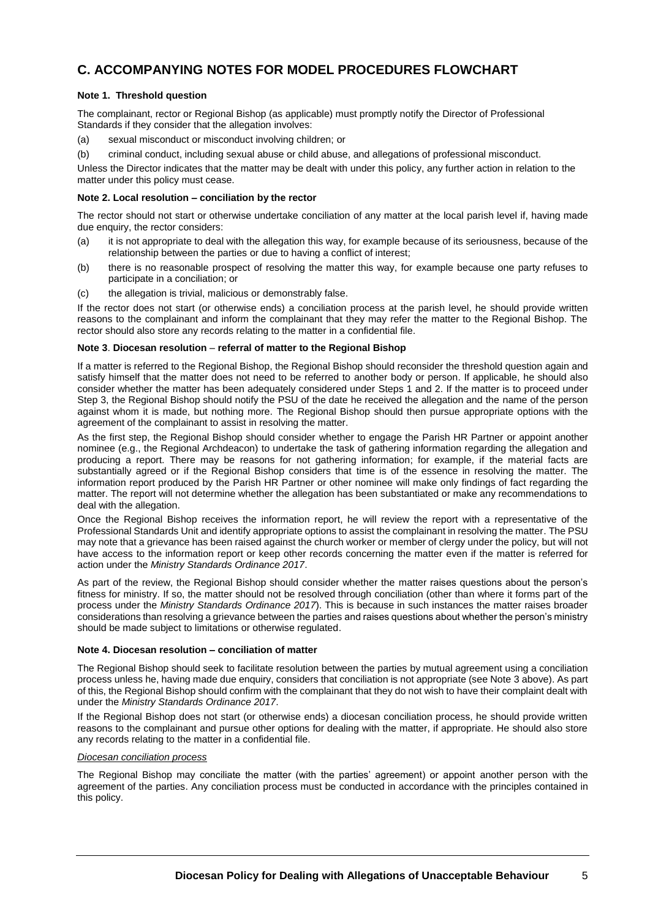## C. ACCOMPANYING NOTES FOR MODEL PROCEDURES FLOWCHART

**Note 1. Threshold question**

The complainant, rector or Regional Bishop (as applicable) must promptly notify the Director of Professional Standards if they consider that the allegation involves:

(a) sexual misconduct or misconduct involving children; or

(b) criminal conduct, including sexual abuse or child abuse, and allegations of professional misconduct.

Unless the Director indicates that the matter may be dealt with under this policy, any further action in relation to the matter under this policy must cease.

**Note 2. Local resolution – conciliation by the rector**

The rector should not start or otherwise undertake conciliation of any matter at the local parish level if, having made due enquiry, the rector considers:

(a) it is not appropriate to deal with the allegation this way, for example because of its seriousness, because of the relationship between the parties or due to having a conflict of interest;

(b) there is no reasonable prospect of resolving the matter this way, for example because one party refuses to participate in a conciliation; or

(c) the allegation is trivial, malicious or demonstrably false.

If the rector does not start (or otherwise ends) a conciliation process at the parish level, he should provide written reasons to the complainant and inform the complainant that they may refer the matter to the Regional Bishop. The rector should also store any records relating to the matter in a confidential file.

**Note 3. Diocesan resolution – referral of matter to the Regional Bishop**

If a matter is referred to the Regional Bishop, the Regional Bishop should reconsider the threshold question again and satisfy himself that the matter does not need to be referred to another body or person. If applicable, he should also consider whether the matter has been adequately considered under Steps 1 and 2. If the matter is to proceed under Step 3, the Regional Bishop should notify the PSU of the date he received the allegation and the name of the person against whom it is made, but nothing more. The Regional Bishop should then pursue appropriate options with the agreement of the complainant to assist in resolving the matter.

As the first step, the Regional Bishop should consider whether to engage the Parish HR Partner or appoint another nominee (e.g., the Regional Archdeacon) to undertake the task of gathering information regarding the allegation and producing a report. There may be reasons for not gathering information; for example, if the material facts are substantially agreed or if the Regional Bishop considers that time is of the essence in resolving the matter. The information report produced by the Parish HR Partner or other nominee will make only findings of fact regarding the matter. The report will not determine whether the allegation has been substantiated or make any recommendations to deal with the allegation.

Once the Regional Bishop receives the information report, he will review the report with a representative of the Professional Standards Unit and identify appropriate options to assist the complainant in resolving the matter. The PSU may note that a grievance has been raised against the church worker or member of clergy under the policy, but will not have access to the information report or keep other records concerning the matter even if the matter is referred for action under the *Ministry Standards Ordinance 2017*.

As part of the review, the Regional Bishop should consider whether the matter raises questions about the person's fitness for ministry. If so, the matter should not be resolved through conciliation (other than where it forms part of the process under the *Ministry Standards Ordinance 2017*). This is because in such instances the matter raises broader considerations than resolving a grievance between the parties and raises questions about whether the person's ministry should be made subject to limitations or otherwise regulated.

**Note 4. Diocesan resolution – conciliation of matter**

The Regional Bishop should seek to facilitate resolution between the parties by mutual agreement using a conciliation process unless he, having made due enquiry, considers that conciliation is not appropriate (see Note 3 above). As part of this, the Regional Bishop should confirm with the complainant that they do not wish to have their complaint dealt with under the *Ministry Standards Ordinance 2017*.

If the Regional Bishop does not start (or otherwise ends) a diocesan conciliation process, he should provide written reasons to the complainant and pursue other options for dealing with the matter, if appropriate. He should also store any records relating to the matter in a confidential file.

*Diocesan conciliation process*

The Regional Bishop may conciliate the matter (with the parties' agreement) or appoint another person with the agreement of the parties. Any conciliation process must be conducted in accordance with the principles contained in this policy.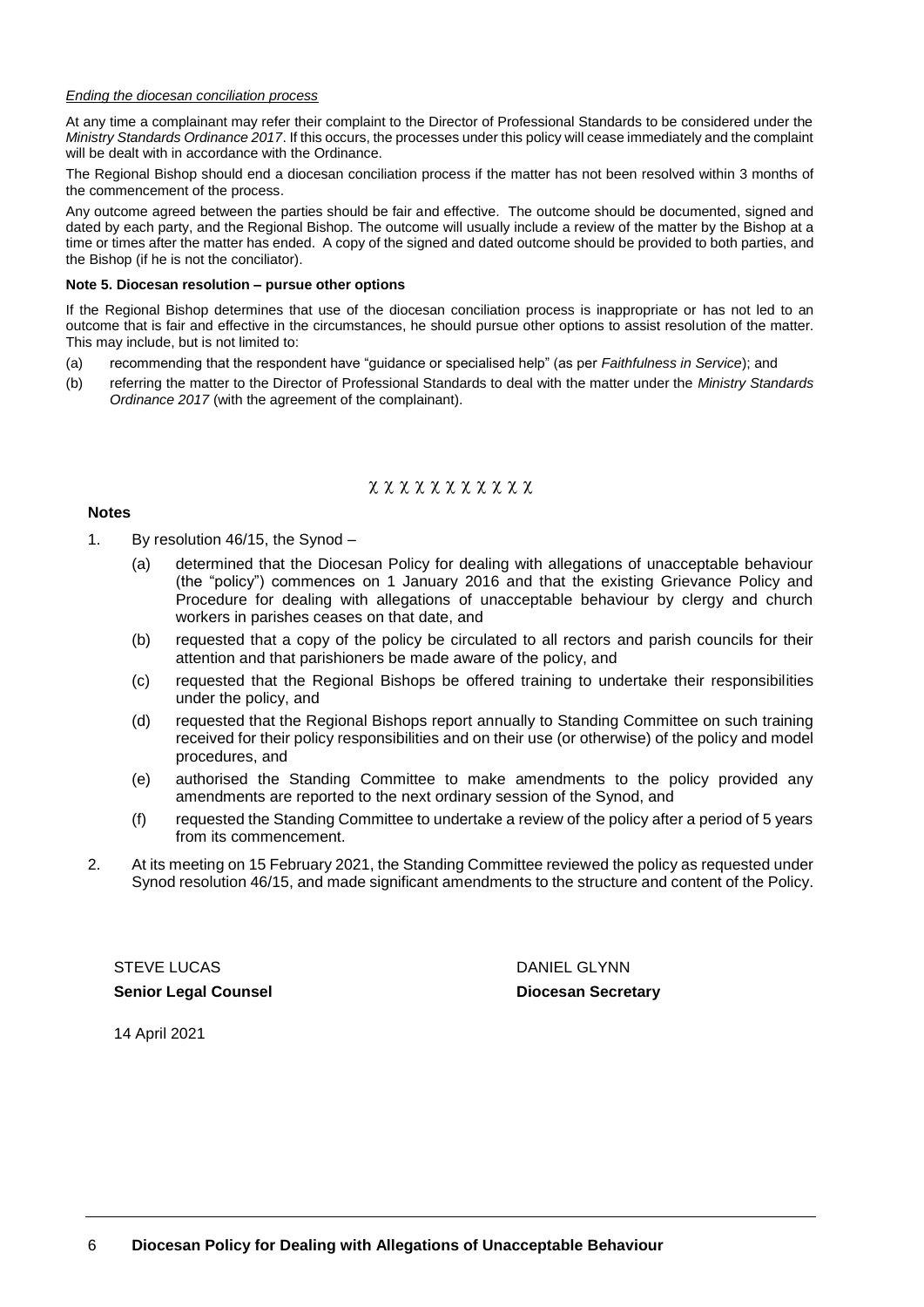*Ending the diocesan conciliation process*

At any time a complainant may refer their complaint to the Director of Professional Standards to be considered under the *Ministry Standards Ordinance 2017*. If this occurs, the processes under this policy will cease immediately and the complaint will be dealt with in accordance with the Ordinance.

The Regional Bishop should end a diocesan conciliation process if the matter has not been resolved within 3 months of the commencement of the process.

Any outcome agreed between the parties should be fair and effective. The outcome should be documented, signed and dated by each party, and the Regional Bishop. The outcome will usually include a review of the matter by the Bishop at a time or times after the matter has ended. A copy of the signed and dated outcome should be provided to both parties, and the Bishop (if he is not the conciliator).

**Note 5. Diocesan resolution – pursue other options**

If the Regional Bishop determines that use of the diocesan conciliation process is inappropriate or has not led to an outcome that is fair and effective in the circumstances, he should pursue other options to assist resolution of the matter. This may include, but is not limited to:

(a) recommending that the respondent have "guidance or specialised help" (as per *Faithfulness in Service*); and

(b) referring the matter to the Director of Professional Standards to deal with the matter under the *Ministry Standards Ordinance 2017* (with the agreement of the complainant).

χ χ χ χ χ χ χ χ χ χ χ

**Notes**

1. By resolution 46/15, the Synod –

   (a) determined that the Diocesan Policy for dealing with allegations of unacceptable behaviour (the "policy") commences on 1 January 2016 and that the existing Grievance Policy and Procedure for dealing with allegations of unacceptable behaviour by clergy and church workers in parishes ceases on that date, and

   (b) requested that a copy of the policy be circulated to all rectors and parish councils for their attention and that parishioners be made aware of the policy, and

   (c) requested that the Regional Bishops be offered training to undertake their responsibilities under the policy, and

   (d) requested that the Regional Bishops report annually to Standing Committee on such training received for their policy responsibilities and on their use (or otherwise) of the policy and model procedures, and

   (e) authorised the Standing Committee to make amendments to the policy provided any amendments are reported to the next ordinary session of the Synod, and

   (f) requested the Standing Committee to undertake a review of the policy after a period of 5 years from its commencement.

2. At its meeting on 15 February 2021, the Standing Committee reviewed the policy as requested under Synod resolution 46/15, and made significant amendments to the structure and content of the Policy.

STEVE LUCAS
**Senior Legal Counsel**

DANIEL GLYNN
**Diocesan Secretary**

14 April 2021